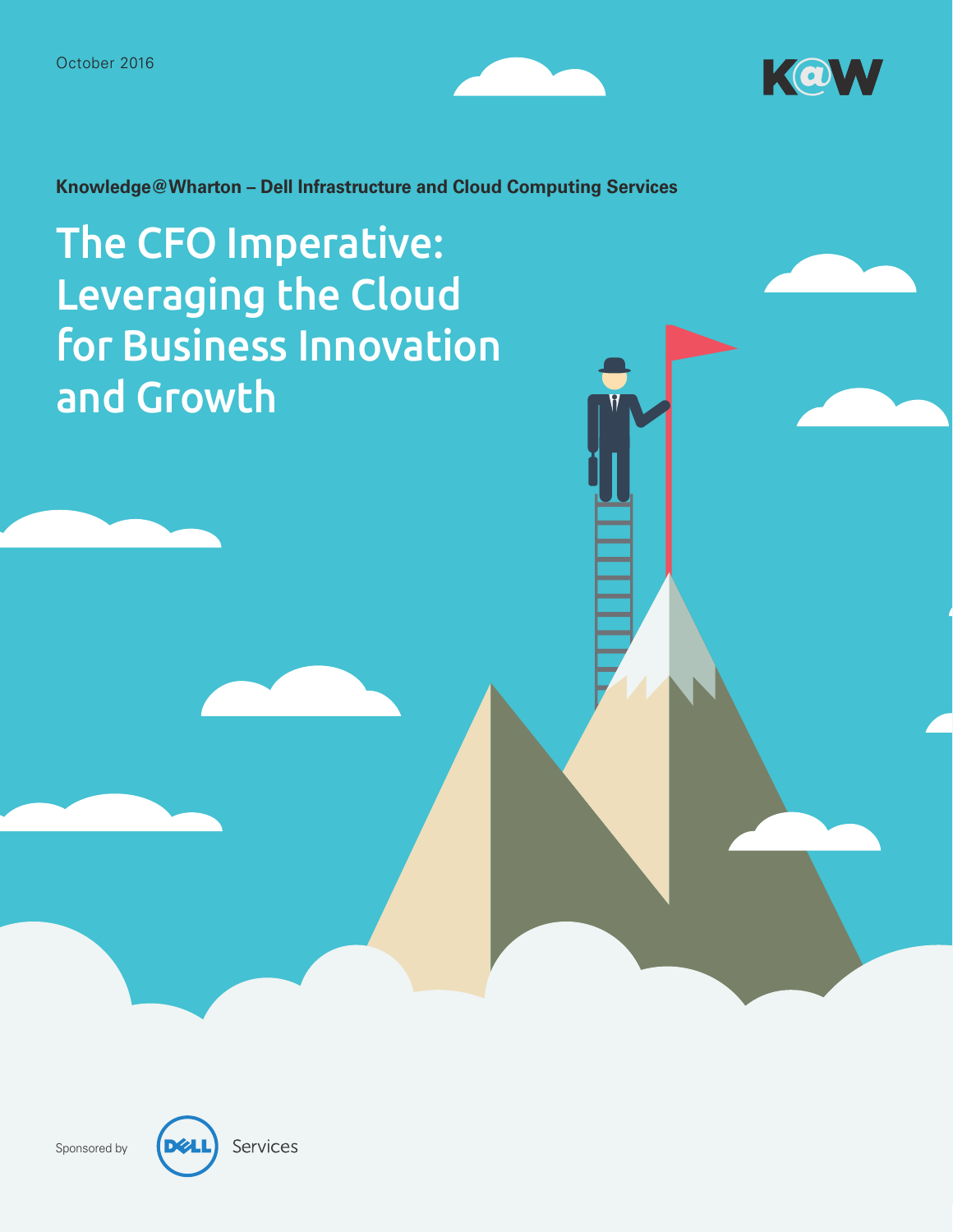October 2016

Knowledge@Wharton – Dell Infrastructure and Cloud Computing Services

# The CFO Imperative: Leveraging the Cloud for Business Innovation and Growth

Sponsored by Dell Services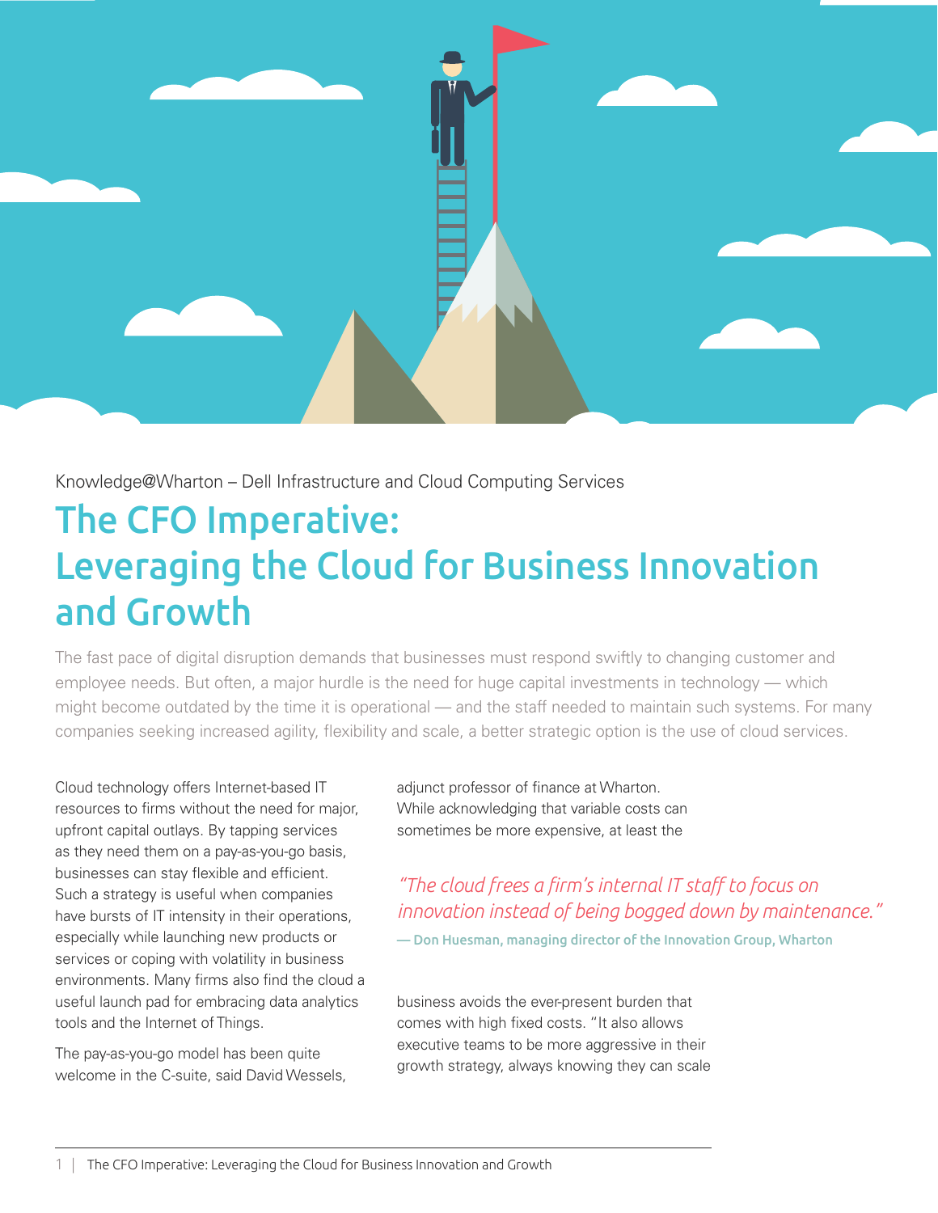Knowledge@Wharton – Dell Infrastructure and Cloud Computing Services

# The CFO Imperative: Leveraging the Cloud for Business Innovation and Growth

The fast pace of digital disruption demands that businesses must respond swiftly to changing customer and employee needs. But often, a major hurdle is the need for huge capital investments in technology — which might become outdated by the time it is operational — and the staff needed to maintain such systems. For many companies seeking increased agility, flexibility and scale, a better strategic option is the use of cloud services.

Cloud technology offers Internet-based IT resources to firms without the need for major, upfront capital outlays. By tapping services as they need them on a pay-as-you-go basis, businesses can stay flexible and efficient. Such a strategy is useful when companies have bursts of IT intensity in their operations, especially while launching new products or services or coping with volatility in business environments. Many firms also find the cloud a useful launch pad for embracing data analytics tools and the Internet of Things.

The pay-as-you-go model has been quite welcome in the C-suite, said David Wessels, adjunct professor of finance at Wharton. While acknowledging that variable costs can sometimes be more expensive, at least the business avoids the ever-present burden that comes with high fixed costs. "It also allows executive teams to be more aggressive in their growth strategy, always knowing they can scale

> *"The cloud frees a firm's internal IT staff to focus on innovation instead of being bogged down by maintenance."*
>
> **— Don Huesman, managing director of the Innovation Group, Wharton**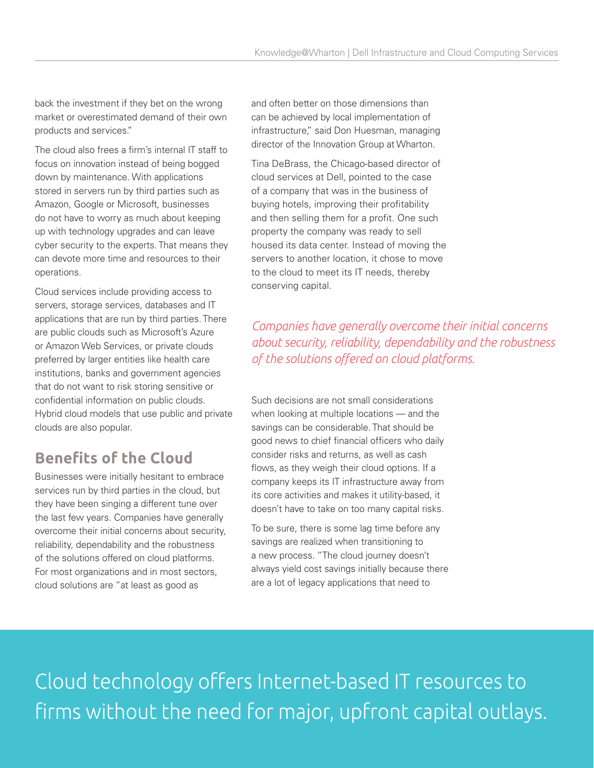back the investment if they bet on the wrong market or overestimated demand of their own products and services."

The cloud also frees a firm's internal IT staff to focus on innovation instead of being bogged down by maintenance. With applications stored in servers run by third parties such as Amazon, Google or Microsoft, businesses do not have to worry as much about keeping up with technology upgrades and can leave cyber security to the experts. That means they can devote more time and resources to their operations.

Cloud services include providing access to servers, storage services, databases and IT applications that are run by third parties. There are public clouds such as Microsoft's Azure or Amazon Web Services, or private clouds preferred by larger entities like health care institutions, banks and government agencies that do not want to risk storing sensitive or confidential information on public clouds. Hybrid cloud models that use public and private clouds are also popular.

## Benefits of the Cloud

Businesses were initially hesitant to embrace services run by third parties in the cloud, but they have been singing a different tune over the last few years. Companies have generally overcome their initial concerns about security, reliability, dependability and the robustness of the solutions offered on cloud platforms. For most organizations and in most sectors, cloud solutions are "at least as good as and often better on those dimensions than can be achieved by local implementation of infrastructure," said Don Huesman, managing director of the Innovation Group at Wharton.

Tina DeBrass, the Chicago-based director of cloud services at Dell, pointed to the case of a company that was in the business of buying hotels, improving their profitability and then selling them for a profit. One such property the company was ready to sell housed its data center. Instead of moving the servers to another location, it chose to move to the cloud to meet its IT needs, thereby conserving capital.

*Companies have generally overcome their initial concerns about security, reliability, dependability and the robustness of the solutions offered on cloud platforms.*

Such decisions are not small considerations when looking at multiple locations — and the savings can be considerable. That should be good news to chief financial officers who daily consider risks and returns, as well as cash flows, as they weigh their cloud options. If a company keeps its IT infrastructure away from its core activities and makes it utility-based, it doesn't have to take on too many capital risks.

To be sure, there is some lag time before any savings are realized when transitioning to a new process. "The cloud journey doesn't always yield cost savings initially because there are a lot of legacy applications that need to

Cloud technology offers Internet-based IT resources to firms without the need for major, upfront capital outlays.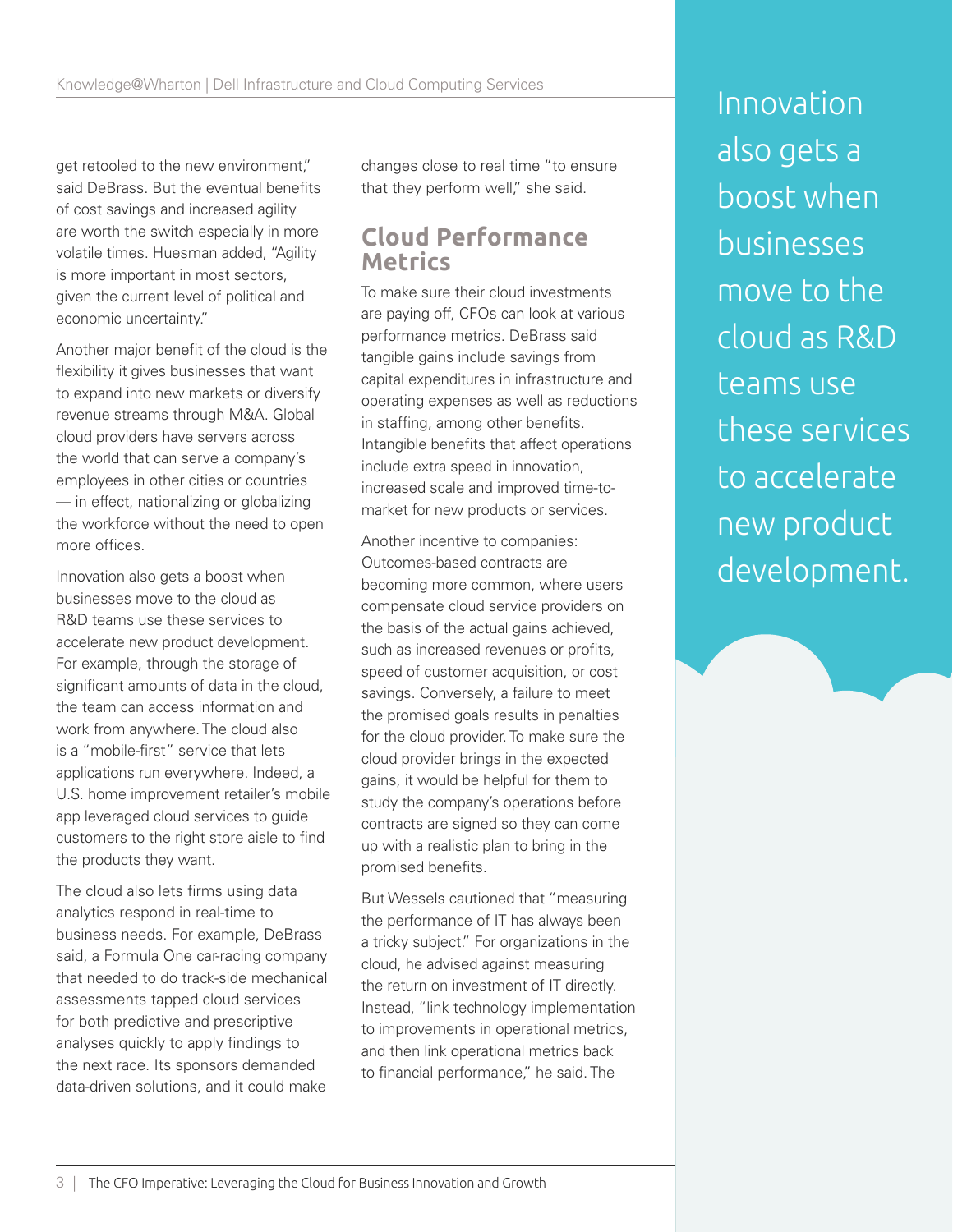get retooled to the new environment," said DeBrass. But the eventual benefits of cost savings and increased agility are worth the switch especially in more volatile times. Huesman added, "Agility is more important in most sectors, given the current level of political and economic uncertainty."

Another major benefit of the cloud is the flexibility it gives businesses that want to expand into new markets or diversify revenue streams through M&A. Global cloud providers have servers across the world that can serve a company's employees in other cities or countries — in effect, nationalizing or globalizing the workforce without the need to open more offices.

Innovation also gets a boost when businesses move to the cloud as R&D teams use these services to accelerate new product development. For example, through the storage of significant amounts of data in the cloud, the team can access information and work from anywhere. The cloud also is a "mobile-first" service that lets applications run everywhere. Indeed, a U.S. home improvement retailer's mobile app leveraged cloud services to guide customers to the right store aisle to find the products they want.

The cloud also lets firms using data analytics respond in real-time to business needs. For example, DeBrass said, a Formula One car-racing company that needed to do track-side mechanical assessments tapped cloud services for both predictive and prescriptive analyses quickly to apply findings to the next race. Its sponsors demanded data-driven solutions, and it could make changes close to real time "to ensure that they perform well," she said.

## Cloud Performance Metrics

To make sure their cloud investments are paying off, CFOs can look at various performance metrics. DeBrass said tangible gains include savings from capital expenditures in infrastructure and operating expenses as well as reductions in staffing, among other benefits. Intangible benefits that affect operations include extra speed in innovation, increased scale and improved time-to-market for new products or services.

Another incentive to companies: Outcomes-based contracts are becoming more common, where users compensate cloud service providers on the basis of the actual gains achieved, such as increased revenues or profits, speed of customer acquisition, or cost savings. Conversely, a failure to meet the promised goals results in penalties for the cloud provider. To make sure the cloud provider brings in the expected gains, it would be helpful for them to study the company's operations before contracts are signed so they can come up with a realistic plan to bring in the promised benefits.

But Wessels cautioned that "measuring the performance of IT has always been a tricky subject." For organizations in the cloud, he advised against measuring the return on investment of IT directly. Instead, "link technology implementation to improvements in operational metrics, and then link operational metrics back to financial performance," he said. The

Innovation also gets a boost when businesses move to the cloud as R&D teams use these services to accelerate new product development.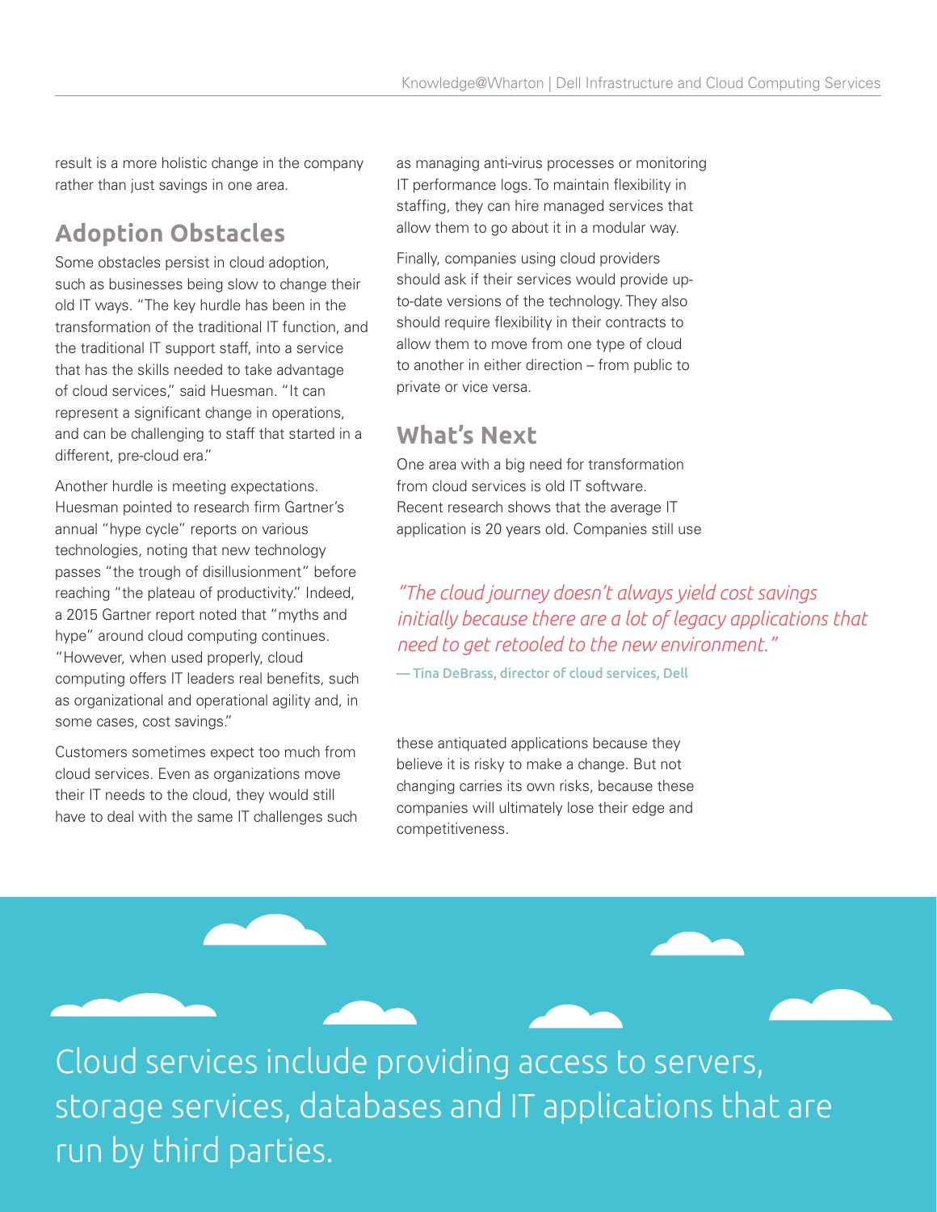result is a more holistic change in the company rather than just savings in one area.

## Adoption Obstacles

Some obstacles persist in cloud adoption, such as businesses being slow to change their old IT ways. "The key hurdle has been in the transformation of the traditional IT function, and the traditional IT support staff, into a service that has the skills needed to take advantage of cloud services," said Huesman. "It can represent a significant change in operations, and can be challenging to staff that started in a different, pre-cloud era."

Another hurdle is meeting expectations. Huesman pointed to research firm Gartner's annual "hype cycle" reports on various technologies, noting that new technology passes "the trough of disillusionment" before reaching "the plateau of productivity." Indeed, a 2015 Gartner report noted that "myths and hype" around cloud computing continues. "However, when used properly, cloud computing offers IT leaders real benefits, such as organizational and operational agility and, in some cases, cost savings."

Customers sometimes expect too much from cloud services. Even as organizations move their IT needs to the cloud, they would still have to deal with the same IT challenges such as managing anti-virus processes or monitoring IT performance logs. To maintain flexibility in staffing, they can hire managed services that allow them to go about it in a modular way.

Finally, companies using cloud providers should ask if their services would provide up-to-date versions of the technology. They also should require flexibility in their contracts to allow them to move from one type of cloud to another in either direction – from public to private or vice versa.

## What's Next

One area with a big need for transformation from cloud services is old IT software. Recent research shows that the average IT application is 20 years old. Companies still use these antiquated applications because they believe it is risky to make a change. But not changing carries its own risks, because these companies will ultimately lose their edge and competitiveness.

> *"The cloud journey doesn't always yield cost savings initially because there are a lot of legacy applications that need to get retooled to the new environment."*
>
> **— Tina DeBrass, director of cloud services, Dell**

Cloud services include providing access to servers, storage services, databases and IT applications that are run by third parties.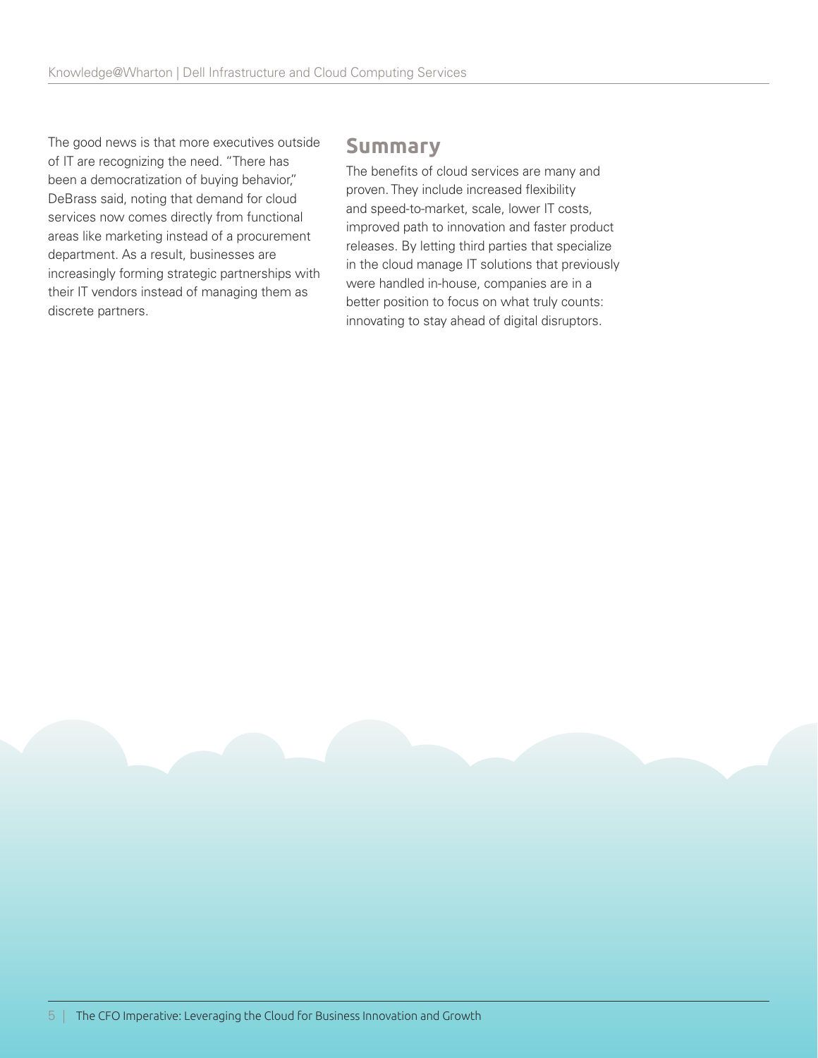The good news is that more executives outside of IT are recognizing the need. "There has been a democratization of buying behavior," DeBrass said, noting that demand for cloud services now comes directly from functional areas like marketing instead of a procurement department. As a result, businesses are increasingly forming strategic partnerships with their IT vendors instead of managing them as discrete partners.

## Summary

The benefits of cloud services are many and proven. They include increased flexibility and speed-to-market, scale, lower IT costs, improved path to innovation and faster product releases. By letting third parties that specialize in the cloud manage IT solutions that previously were handled in-house, companies are in a better position to focus on what truly counts: innovating to stay ahead of digital disruptors.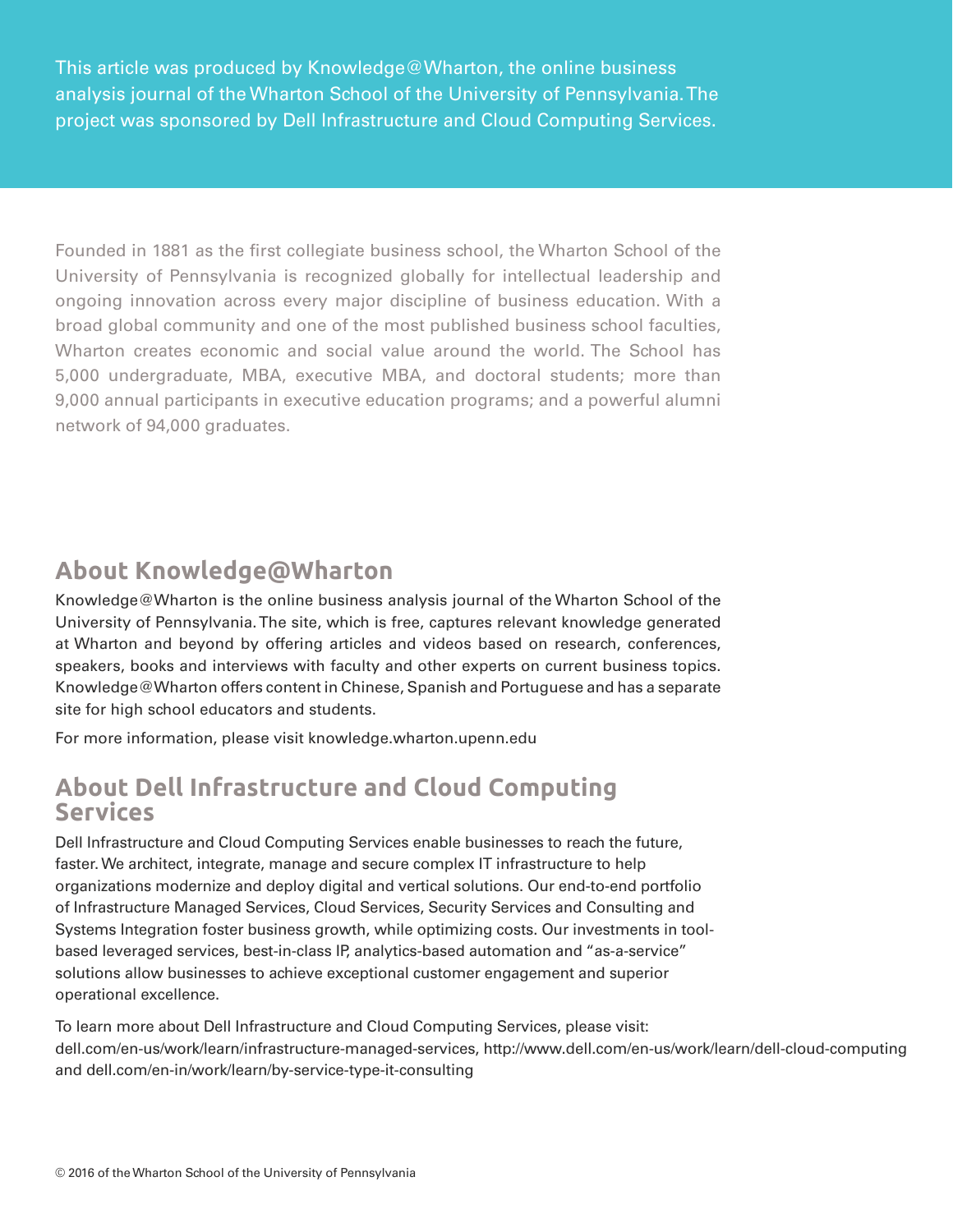This article was produced by Knowledge@Wharton, the online business analysis journal of the Wharton School of the University of Pennsylvania. The project was sponsored by Dell Infrastructure and Cloud Computing Services.

Founded in 1881 as the first collegiate business school, the Wharton School of the University of Pennsylvania is recognized globally for intellectual leadership and ongoing innovation across every major discipline of business education. With a broad global community and one of the most published business school faculties, Wharton creates economic and social value around the world. The School has 5,000 undergraduate, MBA, executive MBA, and doctoral students; more than 9,000 annual participants in executive education programs; and a powerful alumni network of 94,000 graduates.

## About Knowledge@Wharton

Knowledge@Wharton is the online business analysis journal of the Wharton School of the University of Pennsylvania. The site, which is free, captures relevant knowledge generated at Wharton and beyond by offering articles and videos based on research, conferences, speakers, books and interviews with faculty and other experts on current business topics. Knowledge@Wharton offers content in Chinese, Spanish and Portuguese and has a separate site for high school educators and students.

For more information, please visit knowledge.wharton.upenn.edu

## About Dell Infrastructure and Cloud Computing Services

Dell Infrastructure and Cloud Computing Services enable businesses to reach the future, faster. We architect, integrate, manage and secure complex IT infrastructure to help organizations modernize and deploy digital and vertical solutions. Our end-to-end portfolio of Infrastructure Managed Services, Cloud Services, Security Services and Consulting and Systems Integration foster business growth, while optimizing costs. Our investments in tool-based leveraged services, best-in-class IP, analytics-based automation and "as-a-service" solutions allow businesses to achieve exceptional customer engagement and superior operational excellence.

To learn more about Dell Infrastructure and Cloud Computing Services, please visit: dell.com/en-us/work/learn/infrastructure-managed-services, http://www.dell.com/en-us/work/learn/dell-cloud-computing and dell.com/en-in/work/learn/by-service-type-it-consulting

© 2016 of the Wharton School of the University of Pennsylvania